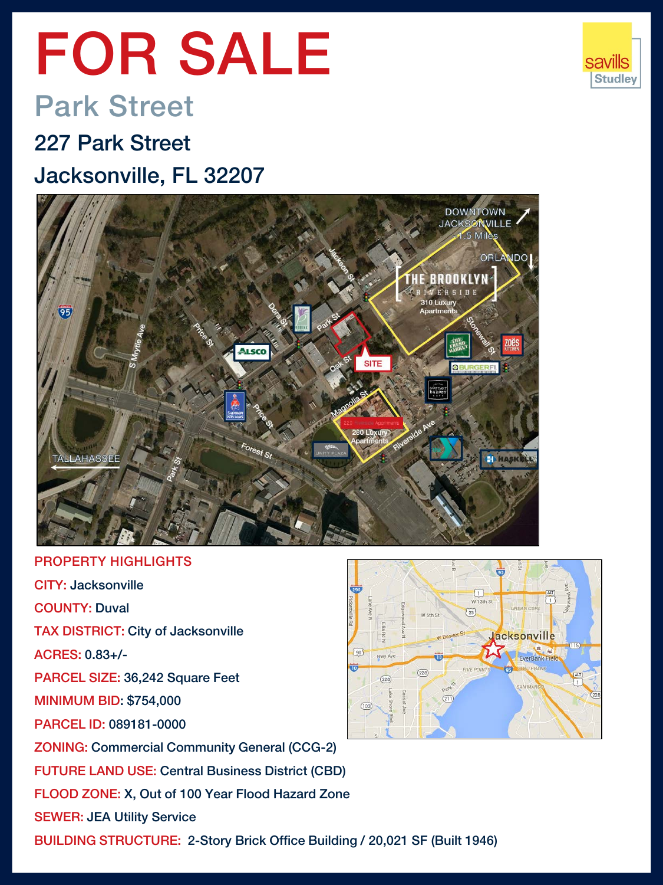# FOR SALE

## Park Street

### 227 Park Street

### Jacksonville, FL 32207

**PROPERTY HIGHLIGHTS**

**CITY:** Jacksonville

**COUNTY:** Duval

**TAX DISTRICT:** City of Jacksonville

**ACRES:** 0.83+/-

**PARCEL SIZE:** 36,242 Square Feet

**MINIMUM BID**: $754,000

**PARCEL ID:** 089181-0000

**ZONING:** Commercial Community General (CCG-2)

**FUTURE LAND USE:** Central Business District (CBD)

**FLOOD ZONE:** X, Out of 100 Year Flood Hazard Zone

**SEWER:** JEA Utility Service

**BUILDING STRUCTURE:** 2-Story Brick Office Building / 20,021 SF (Built 1946)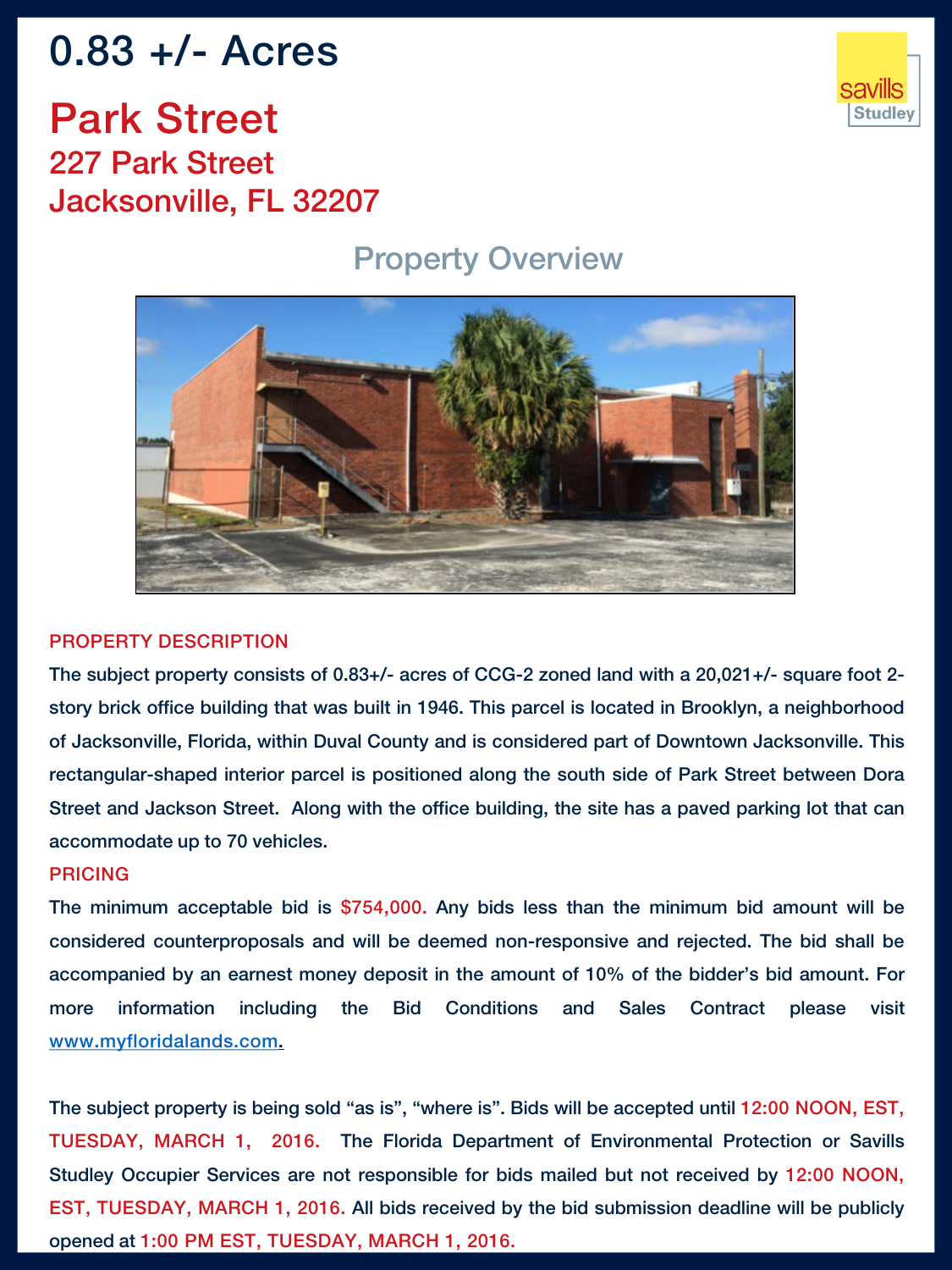# 0.83 +/- Acres

## Park Street

### 227 Park Street
### Jacksonville, FL 32207

savills Studley

## Property Overview

**PROPERTY DESCRIPTION**

The subject property consists of 0.83+/- acres of CCG-2 zoned land with a 20,021+/- square foot 2-story brick office building that was built in 1946. This parcel is located in Brooklyn, a neighborhood of Jacksonville, Florida, within Duval County and is considered part of Downtown Jacksonville. This rectangular-shaped interior parcel is positioned along the south side of Park Street between Dora Street and Jackson Street. Along with the office building, the site has a paved parking lot that can accommodate up to 70 vehicles.

**PRICING**

The minimum acceptable bid is **$754,000.** Any bids less than the minimum bid amount will be considered counterproposals and will be deemed non-responsive and rejected. The bid shall be accompanied by an earnest money deposit in the amount of 10% of the bidder's bid amount. For more information including the Bid Conditions and Sales Contract please visit [www.myfloridalands.com](http://www.myfloridalands.com).

The subject property is being sold "as is", "where is". Bids will be accepted until **12:00 NOON, EST, TUESDAY, MARCH 1, 2016.** The Florida Department of Environmental Protection or Savills Studley Occupier Services are not responsible for bids mailed but not received by **12:00 NOON, EST, TUESDAY, MARCH 1, 2016.** All bids received by the bid submission deadline will be publicly opened at **1:00 PM EST, TUESDAY, MARCH 1, 2016.**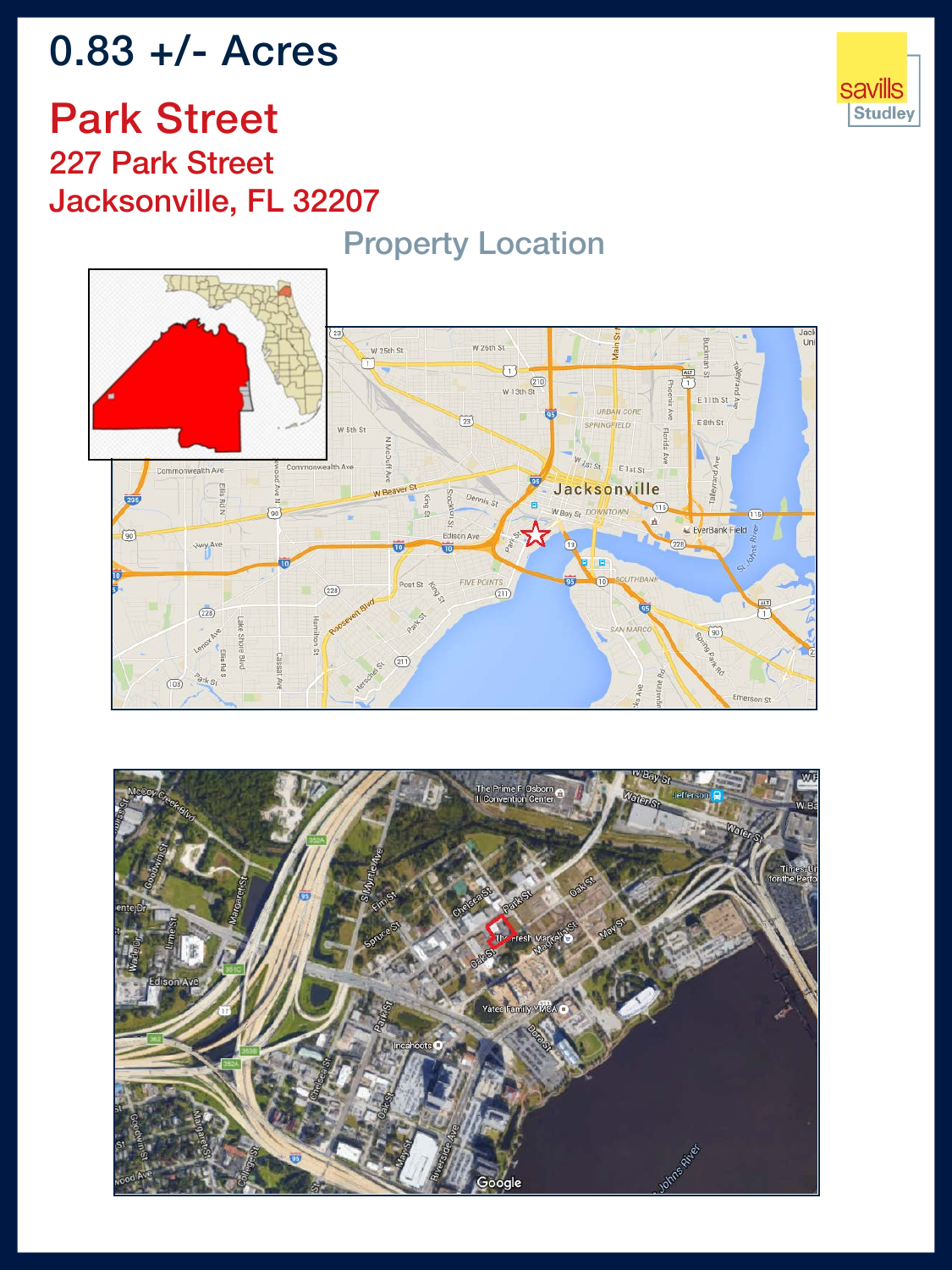# 0.83 +/- Acres

## Park Street

### 227 Park Street
### Jacksonville, FL 32207

Property Location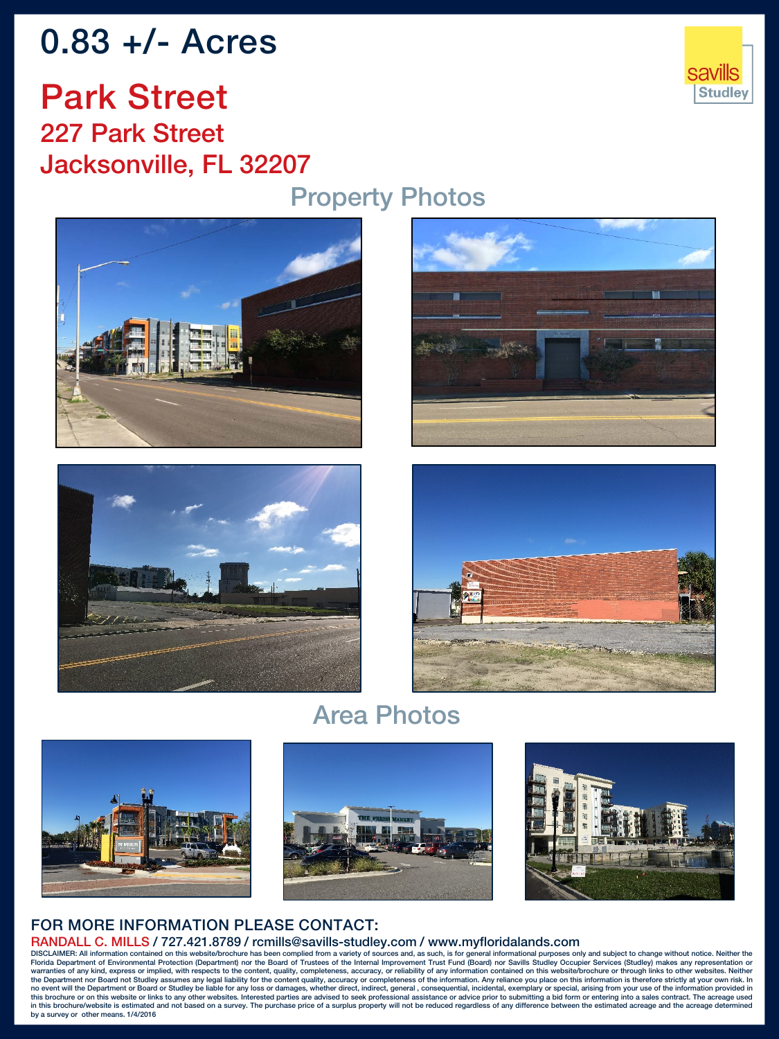# 0.83 +/- Acres

# Park Street

## 227 Park Street
## Jacksonville, FL 32207

## Property Photos

## Area Photos

**FOR MORE INFORMATION PLEASE CONTACT:**

RANDALL C. MILLS / 727.421.8789 / rcmills@savills-studley.com / www.myfloridalands.com

DISCLAIMER: All information contained on this website/brochure has been complied from a variety of sources and, as such, is for general informational purposes only and subject to change without notice. Neither the Florida Department of Environmental Protection (Department) nor the Board of Trustees of the Internal Improvement Trust Fund (Board) nor Savills Studley Occupier Services (Studley) makes any representation or warranties of any kind, express or implied, with respects to the content, quality, completeness, accuracy, or reliability of any information contained on this website/brochure or through links to other websites. Neither the Department nor Board not Studley assumes any legal liability for the content quality, accuracy or completeness of the information. Any reliance you place on this information is therefore strictly at your own risk. In no event will the Department or Board or Studley be liable for any loss or damages, whether direct, indirect, general , consequential, incidental, exemplary or special, arising from your use of the information provided in this brochure or on this website or links to any other websites. Interested parties are advised to seek professional assistance or advice prior to submitting a bid form or entering into a sales contract. The acreage used in this brochure/website is estimated and not based on a survey. The purchase price of a surplus property will not be reduced regardless of any difference between the estimated acreage and the acreage determined by a survey or other means. 1/4/2016